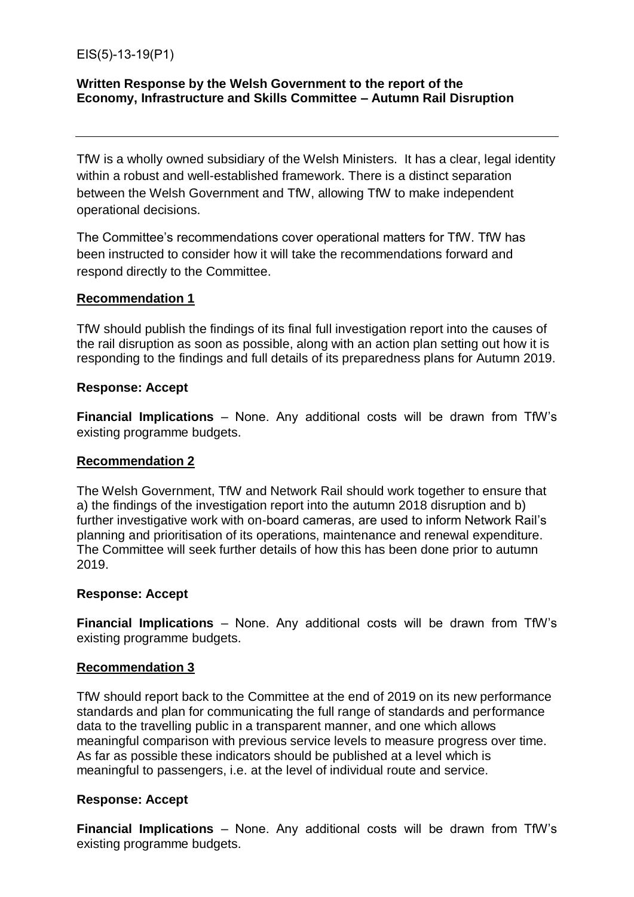EIS(5)-13-19(P1)

**Written Response by the Welsh Government to the report of the Economy, Infrastructure and Skills Committee – Autumn Rail Disruption**

---

TfW is a wholly owned subsidiary of the Welsh Ministers. It has a clear, legal identity within a robust and well-established framework. There is a distinct separation between the Welsh Government and TfW, allowing TfW to make independent operational decisions.

The Committee's recommendations cover operational matters for TfW. TfW has been instructed to consider how it will take the recommendations forward and respond directly to the Committee.

**Recommendation 1**

TfW should publish the findings of its final full investigation report into the causes of the rail disruption as soon as possible, along with an action plan setting out how it is responding to the findings and full details of its preparedness plans for Autumn 2019.

**Response: Accept**

**Financial Implications** – None. Any additional costs will be drawn from TfW's existing programme budgets.

**Recommendation 2**

The Welsh Government, TfW and Network Rail should work together to ensure that a) the findings of the investigation report into the autumn 2018 disruption and b) further investigative work with on-board cameras, are used to inform Network Rail's planning and prioritisation of its operations, maintenance and renewal expenditure. The Committee will seek further details of how this has been done prior to autumn 2019.

**Response: Accept**

**Financial Implications** – None. Any additional costs will be drawn from TfW's existing programme budgets.

**Recommendation 3**

TfW should report back to the Committee at the end of 2019 on its new performance standards and plan for communicating the full range of standards and performance data to the travelling public in a transparent manner, and one which allows meaningful comparison with previous service levels to measure progress over time. As far as possible these indicators should be published at a level which is meaningful to passengers, i.e. at the level of individual route and service.

**Response: Accept**

**Financial Implications** – None. Any additional costs will be drawn from TfW's existing programme budgets.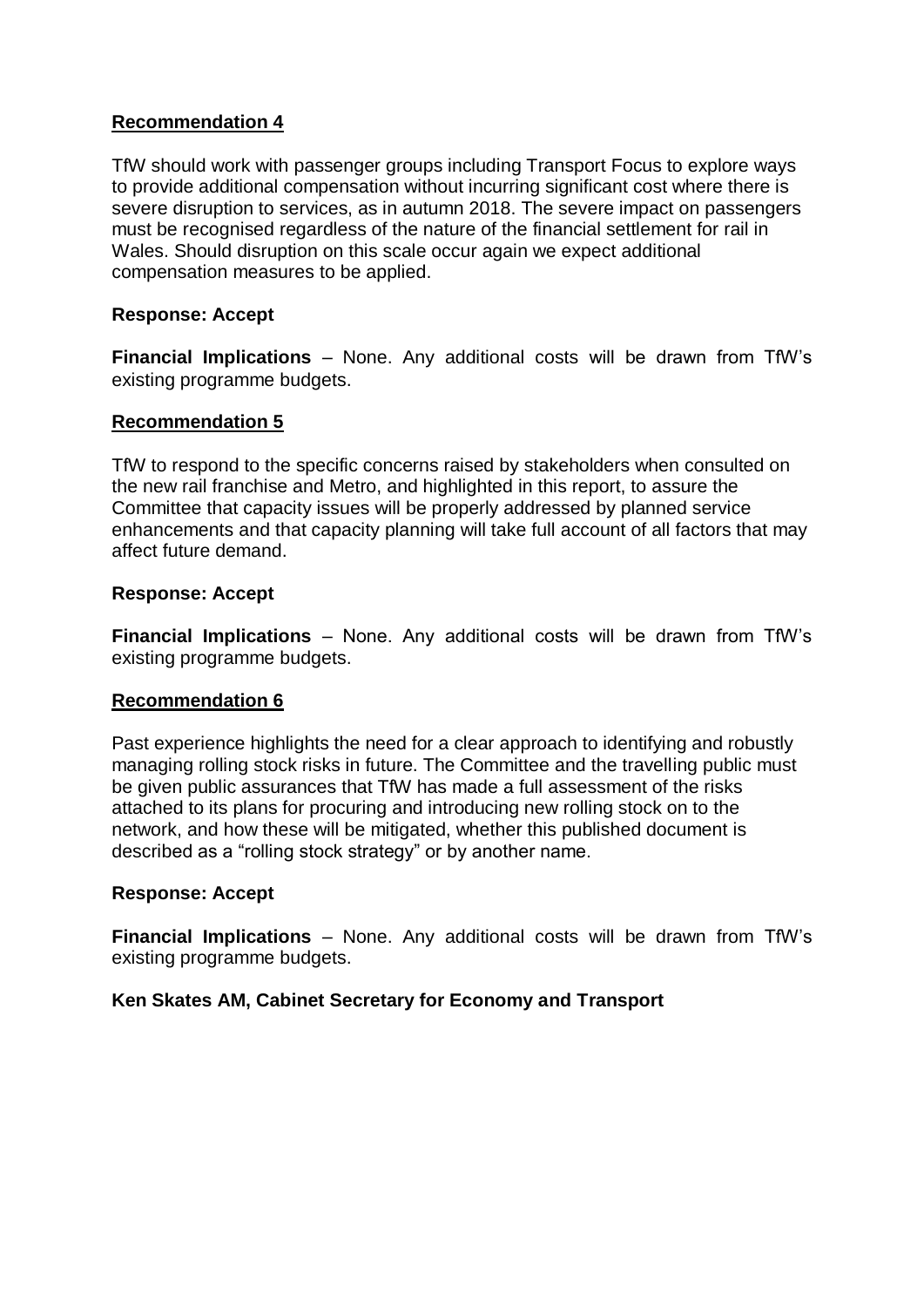## Recommendation 4

TfW should work with passenger groups including Transport Focus to explore ways to provide additional compensation without incurring significant cost where there is severe disruption to services, as in autumn 2018. The severe impact on passengers must be recognised regardless of the nature of the financial settlement for rail in Wales. Should disruption on this scale occur again we expect additional compensation measures to be applied.

**Response: Accept**

**Financial Implications** – None. Any additional costs will be drawn from TfW's existing programme budgets.

## Recommendation 5

TfW to respond to the specific concerns raised by stakeholders when consulted on the new rail franchise and Metro, and highlighted in this report, to assure the Committee that capacity issues will be properly addressed by planned service enhancements and that capacity planning will take full account of all factors that may affect future demand.

**Response: Accept**

**Financial Implications** – None. Any additional costs will be drawn from TfW's existing programme budgets.

## Recommendation 6

Past experience highlights the need for a clear approach to identifying and robustly managing rolling stock risks in future. The Committee and the travelling public must be given public assurances that TfW has made a full assessment of the risks attached to its plans for procuring and introducing new rolling stock on to the network, and how these will be mitigated, whether this published document is described as a "rolling stock strategy" or by another name.

**Response: Accept**

**Financial Implications** – None. Any additional costs will be drawn from TfW's existing programme budgets.

**Ken Skates AM, Cabinet Secretary for Economy and Transport**